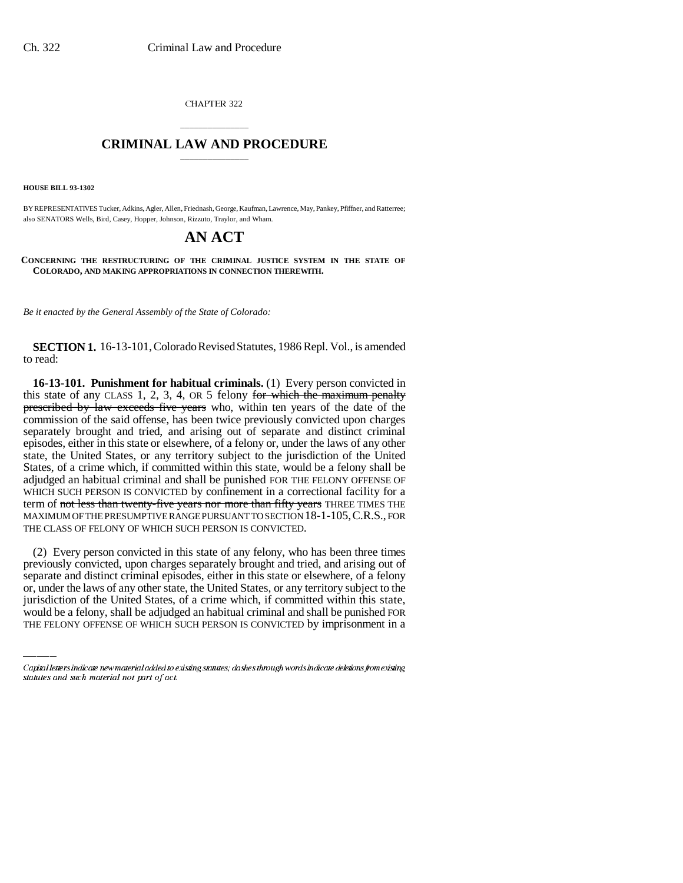CHAPTER 322

# CRIMINAL LAW AND PROCEDURE

**HOUSE BILL 93-1302**

BY REPRESENTATIVES Tucker, Adkins, Agler, Allen, Friednash, George, Kaufman, Lawrence, May, Pankey, Pfiffner, and Ratterree; also SENATORS Wells, Bird, Casey, Hopper, Johnson, Rizzuto, Traylor, and Wham.

# AN ACT

**CONCERNING THE RESTRUCTURING OF THE CRIMINAL JUSTICE SYSTEM IN THE STATE OF COLORADO, AND MAKING APPROPRIATIONS IN CONNECTION THEREWITH.**

*Be it enacted by the General Assembly of the State of Colorado:*

**SECTION 1.** 16-13-101, Colorado Revised Statutes, 1986 Repl. Vol., is amended to read:

**16-13-101. Punishment for habitual criminals.** (1) Every person convicted in this state of any CLASS 1, 2, 3, 4, OR 5 felony ~~for which the maximum penalty prescribed by law exceeds five years~~ who, within ten years of the date of the commission of the said offense, has been twice previously convicted upon charges separately brought and tried, and arising out of separate and distinct criminal episodes, either in this state or elsewhere, of a felony or, under the laws of any other state, the United States, or any territory subject to the jurisdiction of the United States, of a crime which, if committed within this state, would be a felony shall be adjudged an habitual criminal and shall be punished FOR THE FELONY OFFENSE OF WHICH SUCH PERSON IS CONVICTED by confinement in a correctional facility for a term of ~~not less than twenty-five years nor more than fifty years~~ THREE TIMES THE MAXIMUM OF THE PRESUMPTIVE RANGE PURSUANT TO SECTION 18-1-105, C.R.S., FOR THE CLASS OF FELONY OF WHICH SUCH PERSON IS CONVICTED.

(2) Every person convicted in this state of any felony, who has been three times previously convicted, upon charges separately brought and tried, and arising out of separate and distinct criminal episodes, either in this state or elsewhere, of a felony or, under the laws of any other state, the United States, or any territory subject to the jurisdiction of the United States, of a crime which, if committed within this state, would be a felony, shall be adjudged an habitual criminal and shall be punished FOR THE FELONY OFFENSE OF WHICH SUCH PERSON IS CONVICTED by imprisonment in a

Capital letters indicate new material added to existing statutes; dashes through words indicate deletions from existing statutes and such material not part of act.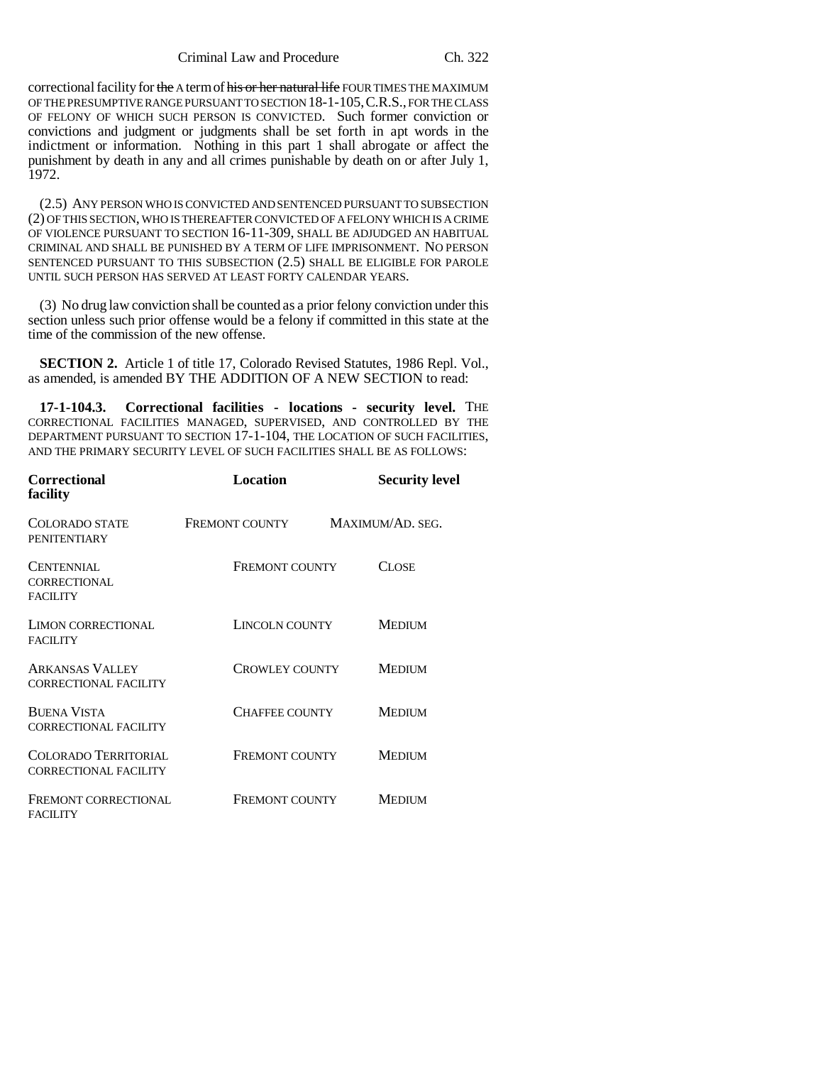correctional facility for ~~the~~ A term of ~~his or her natural life~~ FOUR TIMES THE MAXIMUM OF THE PRESUMPTIVE RANGE PURSUANT TO SECTION 18-1-105, C.R.S., FOR THE CLASS OF FELONY OF WHICH SUCH PERSON IS CONVICTED. Such former conviction or convictions and judgment or judgments shall be set forth in apt words in the indictment or information. Nothing in this part 1 shall abrogate or affect the punishment by death in any and all crimes punishable by death on or after July 1, 1972.

(2.5) ANY PERSON WHO IS CONVICTED AND SENTENCED PURSUANT TO SUBSECTION (2) OF THIS SECTION, WHO IS THEREAFTER CONVICTED OF A FELONY WHICH IS A CRIME OF VIOLENCE PURSUANT TO SECTION 16-11-309, SHALL BE ADJUDGED AN HABITUAL CRIMINAL AND SHALL BE PUNISHED BY A TERM OF LIFE IMPRISONMENT. NO PERSON SENTENCED PURSUANT TO THIS SUBSECTION (2.5) SHALL BE ELIGIBLE FOR PAROLE UNTIL SUCH PERSON HAS SERVED AT LEAST FORTY CALENDAR YEARS.

(3) No drug law conviction shall be counted as a prior felony conviction under this section unless such prior offense would be a felony if committed in this state at the time of the commission of the new offense.

**SECTION 2.** Article 1 of title 17, Colorado Revised Statutes, 1986 Repl. Vol., as amended, is amended BY THE ADDITION OF A NEW SECTION to read:

**17-1-104.3. Correctional facilities - locations - security level.** THE CORRECTIONAL FACILITIES MANAGED, SUPERVISED, AND CONTROLLED BY THE DEPARTMENT PURSUANT TO SECTION 17-1-104, THE LOCATION OF SUCH FACILITIES, AND THE PRIMARY SECURITY LEVEL OF SUCH FACILITIES SHALL BE AS FOLLOWS:

| Correctional facility | Location | Security level |
|---|---|---|
| COLORADO STATE PENITENTIARY | FREMONT COUNTY | MAXIMUM/AD. SEG. |
| CENTENNIAL CORRECTIONAL FACILITY | FREMONT COUNTY | CLOSE |
| LIMON CORRECTIONAL FACILITY | LINCOLN COUNTY | MEDIUM |
| ARKANSAS VALLEY CORRECTIONAL FACILITY | CROWLEY COUNTY | MEDIUM |
| BUENA VISTA CORRECTIONAL FACILITY | CHAFFEE COUNTY | MEDIUM |
| COLORADO TERRITORIAL CORRECTIONAL FACILITY | FREMONT COUNTY | MEDIUM |
| FREMONT CORRECTIONAL FACILITY | FREMONT COUNTY | MEDIUM |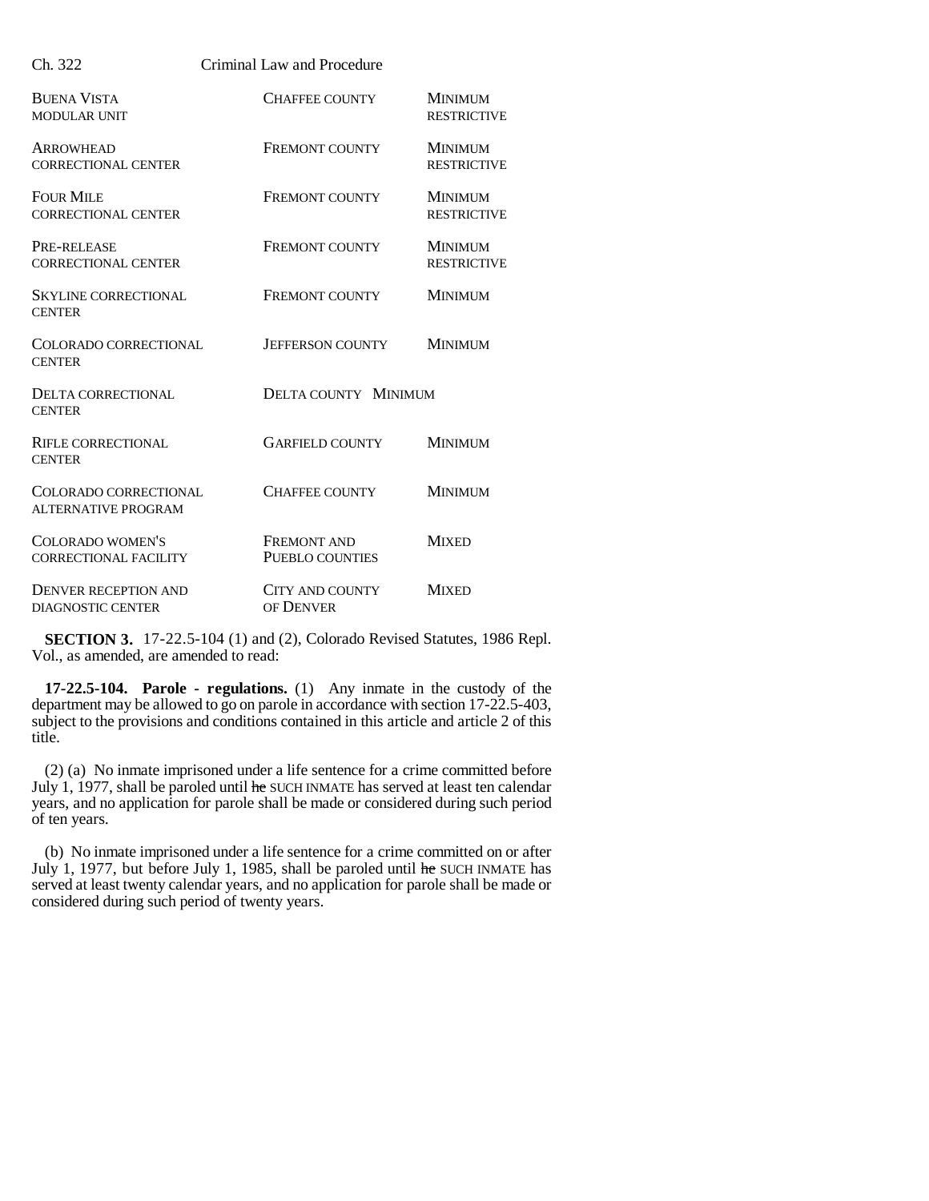| | | |
|---|---|---|
| BUENA VISTA MODULAR UNIT | CHAFFEE COUNTY | MINIMUM RESTRICTIVE |
| ARROWHEAD CORRECTIONAL CENTER | FREMONT COUNTY | MINIMUM RESTRICTIVE |
| FOUR MILE CORRECTIONAL CENTER | FREMONT COUNTY | MINIMUM RESTRICTIVE |
| PRE-RELEASE CORRECTIONAL CENTER | FREMONT COUNTY | MINIMUM RESTRICTIVE |
| SKYLINE CORRECTIONAL CENTER | FREMONT COUNTY | MINIMUM |
| COLORADO CORRECTIONAL CENTER | JEFFERSON COUNTY | MINIMUM |
| DELTA CORRECTIONAL CENTER | DELTA COUNTY | MINIMUM |
| RIFLE CORRECTIONAL CENTER | GARFIELD COUNTY | MINIMUM |
| COLORADO CORRECTIONAL ALTERNATIVE PROGRAM | CHAFFEE COUNTY | MINIMUM |
| COLORADO WOMEN'S CORRECTIONAL FACILITY | FREMONT AND PUEBLO COUNTIES | MIXED |
| DENVER RECEPTION AND DIAGNOSTIC CENTER | CITY AND COUNTY OF DENVER | MIXED |

**SECTION 3.** 17-22.5-104 (1) and (2), Colorado Revised Statutes, 1986 Repl. Vol., as amended, are amended to read:

**17-22.5-104. Parole - regulations.** (1) Any inmate in the custody of the department may be allowed to go on parole in accordance with section 17-22.5-403, subject to the provisions and conditions contained in this article and article 2 of this title.

(2) (a) No inmate imprisoned under a life sentence for a crime committed before July 1, 1977, shall be paroled until ~~he~~ SUCH INMATE has served at least ten calendar years, and no application for parole shall be made or considered during such period of ten years.

(b) No inmate imprisoned under a life sentence for a crime committed on or after July 1, 1977, but before July 1, 1985, shall be paroled until ~~he~~ SUCH INMATE has served at least twenty calendar years, and no application for parole shall be made or considered during such period of twenty years.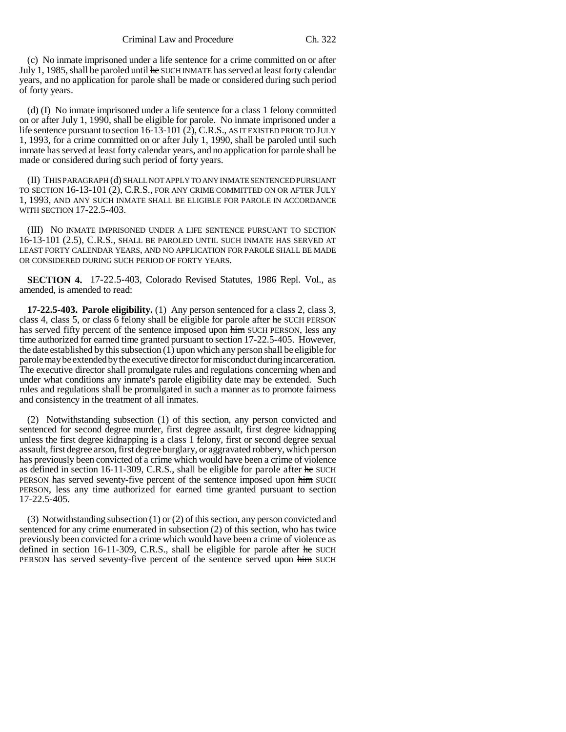(c) No inmate imprisoned under a life sentence for a crime committed on or after July 1, 1985, shall be paroled until ~~he~~ SUCH INMATE has served at least forty calendar years, and no application for parole shall be made or considered during such period of forty years.

(d) (I) No inmate imprisoned under a life sentence for a class 1 felony committed on or after July 1, 1990, shall be eligible for parole. No inmate imprisoned under a life sentence pursuant to section 16-13-101 (2), C.R.S., AS IT EXISTED PRIOR TO JULY 1, 1993, for a crime committed on or after July 1, 1990, shall be paroled until such inmate has served at least forty calendar years, and no application for parole shall be made or considered during such period of forty years.

(II) THIS PARAGRAPH (d) SHALL NOT APPLY TO ANY INMATE SENTENCED PURSUANT TO SECTION 16-13-101 (2), C.R.S., FOR ANY CRIME COMMITTED ON OR AFTER JULY 1, 1993, AND ANY SUCH INMATE SHALL BE ELIGIBLE FOR PAROLE IN ACCORDANCE WITH SECTION 17-22.5-403.

(III) NO INMATE IMPRISONED UNDER A LIFE SENTENCE PURSUANT TO SECTION 16-13-101 (2.5), C.R.S., SHALL BE PAROLED UNTIL SUCH INMATE HAS SERVED AT LEAST FORTY CALENDAR YEARS, AND NO APPLICATION FOR PAROLE SHALL BE MADE OR CONSIDERED DURING SUCH PERIOD OF FORTY YEARS.

**SECTION 4.** 17-22.5-403, Colorado Revised Statutes, 1986 Repl. Vol., as amended, is amended to read:

**17-22.5-403. Parole eligibility.** (1) Any person sentenced for a class 2, class 3, class 4, class 5, or class 6 felony shall be eligible for parole after ~~he~~ SUCH PERSON has served fifty percent of the sentence imposed upon ~~him~~ SUCH PERSON, less any time authorized for earned time granted pursuant to section 17-22.5-405. However, the date established by this subsection (1) upon which any person shall be eligible for parole may be extended by the executive director for misconduct during incarceration. The executive director shall promulgate rules and regulations concerning when and under what conditions any inmate's parole eligibility date may be extended. Such rules and regulations shall be promulgated in such a manner as to promote fairness and consistency in the treatment of all inmates.

(2) Notwithstanding subsection (1) of this section, any person convicted and sentenced for second degree murder, first degree assault, first degree kidnapping unless the first degree kidnapping is a class 1 felony, first or second degree sexual assault, first degree arson, first degree burglary, or aggravated robbery, which person has previously been convicted of a crime which would have been a crime of violence as defined in section 16-11-309, C.R.S., shall be eligible for parole after ~~he~~ SUCH PERSON has served seventy-five percent of the sentence imposed upon ~~him~~ SUCH PERSON, less any time authorized for earned time granted pursuant to section 17-22.5-405.

(3) Notwithstanding subsection (1) or (2) of this section, any person convicted and sentenced for any crime enumerated in subsection (2) of this section, who has twice previously been convicted for a crime which would have been a crime of violence as defined in section 16-11-309, C.R.S., shall be eligible for parole after ~~he~~ SUCH PERSON has served seventy-five percent of the sentence served upon ~~him~~ SUCH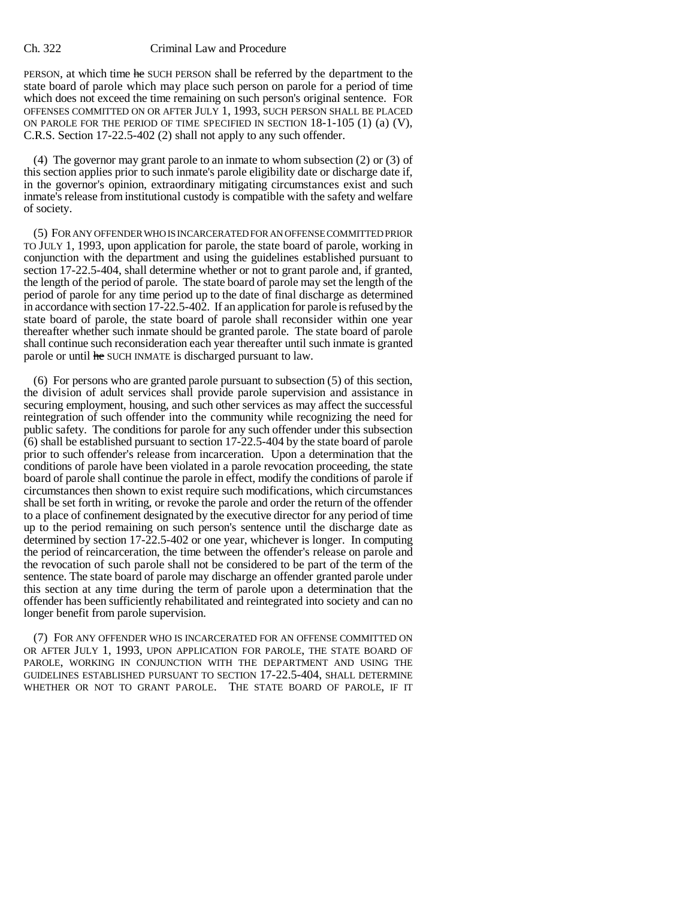PERSON, at which time ~~he~~ SUCH PERSON shall be referred by the department to the state board of parole which may place such person on parole for a period of time which does not exceed the time remaining on such person's original sentence. FOR OFFENSES COMMITTED ON OR AFTER JULY 1, 1993, SUCH PERSON SHALL BE PLACED ON PAROLE FOR THE PERIOD OF TIME SPECIFIED IN SECTION 18-1-105 (1) (a) (V), C.R.S. Section 17-22.5-402 (2) shall not apply to any such offender.

(4) The governor may grant parole to an inmate to whom subsection (2) or (3) of this section applies prior to such inmate's parole eligibility date or discharge date if, in the governor's opinion, extraordinary mitigating circumstances exist and such inmate's release from institutional custody is compatible with the safety and welfare of society.

(5) FOR ANY OFFENDER WHO IS INCARCERATED FOR AN OFFENSE COMMITTED PRIOR TO JULY 1, 1993, upon application for parole, the state board of parole, working in conjunction with the department and using the guidelines established pursuant to section 17-22.5-404, shall determine whether or not to grant parole and, if granted, the length of the period of parole. The state board of parole may set the length of the period of parole for any time period up to the date of final discharge as determined in accordance with section 17-22.5-402. If an application for parole is refused by the state board of parole, the state board of parole shall reconsider within one year thereafter whether such inmate should be granted parole. The state board of parole shall continue such reconsideration each year thereafter until such inmate is granted parole or until ~~he~~ SUCH INMATE is discharged pursuant to law.

(6) For persons who are granted parole pursuant to subsection (5) of this section, the division of adult services shall provide parole supervision and assistance in securing employment, housing, and such other services as may affect the successful reintegration of such offender into the community while recognizing the need for public safety. The conditions for parole for any such offender under this subsection (6) shall be established pursuant to section 17-22.5-404 by the state board of parole prior to such offender's release from incarceration. Upon a determination that the conditions of parole have been violated in a parole revocation proceeding, the state board of parole shall continue the parole in effect, modify the conditions of parole if circumstances then shown to exist require such modifications, which circumstances shall be set forth in writing, or revoke the parole and order the return of the offender to a place of confinement designated by the executive director for any period of time up to the period remaining on such person's sentence until the discharge date as determined by section 17-22.5-402 or one year, whichever is longer. In computing the period of reincarceration, the time between the offender's release on parole and the revocation of such parole shall not be considered to be part of the term of the sentence. The state board of parole may discharge an offender granted parole under this section at any time during the term of parole upon a determination that the offender has been sufficiently rehabilitated and reintegrated into society and can no longer benefit from parole supervision.

(7) FOR ANY OFFENDER WHO IS INCARCERATED FOR AN OFFENSE COMMITTED ON OR AFTER JULY 1, 1993, UPON APPLICATION FOR PAROLE, THE STATE BOARD OF PAROLE, WORKING IN CONJUNCTION WITH THE DEPARTMENT AND USING THE GUIDELINES ESTABLISHED PURSUANT TO SECTION 17-22.5-404, SHALL DETERMINE WHETHER OR NOT TO GRANT PAROLE. THE STATE BOARD OF PAROLE, IF IT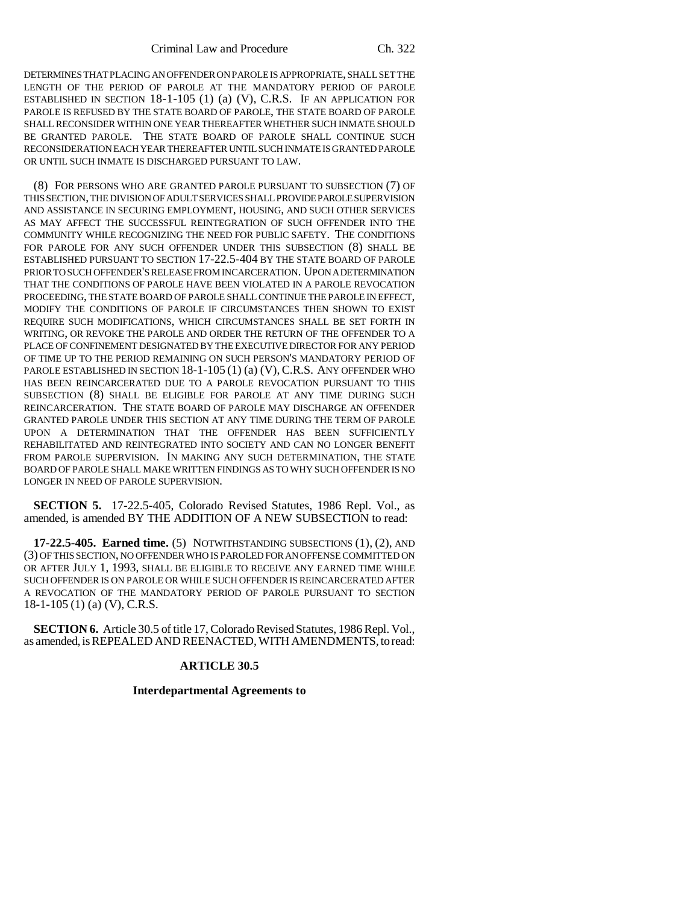DETERMINES THAT PLACING AN OFFENDER ON PAROLE IS APPROPRIATE, SHALL SET THE LENGTH OF THE PERIOD OF PAROLE AT THE MANDATORY PERIOD OF PAROLE ESTABLISHED IN SECTION 18-1-105 (1) (a) (V), C.R.S. IF AN APPLICATION FOR PAROLE IS REFUSED BY THE STATE BOARD OF PAROLE, THE STATE BOARD OF PAROLE SHALL RECONSIDER WITHIN ONE YEAR THEREAFTER WHETHER SUCH INMATE SHOULD BE GRANTED PAROLE. THE STATE BOARD OF PAROLE SHALL CONTINUE SUCH RECONSIDERATION EACH YEAR THEREAFTER UNTIL SUCH INMATE IS GRANTED PAROLE OR UNTIL SUCH INMATE IS DISCHARGED PURSUANT TO LAW.

(8) FOR PERSONS WHO ARE GRANTED PAROLE PURSUANT TO SUBSECTION (7) OF THIS SECTION, THE DIVISION OF ADULT SERVICES SHALL PROVIDE PAROLE SUPERVISION AND ASSISTANCE IN SECURING EMPLOYMENT, HOUSING, AND SUCH OTHER SERVICES AS MAY AFFECT THE SUCCESSFUL REINTEGRATION OF SUCH OFFENDER INTO THE COMMUNITY WHILE RECOGNIZING THE NEED FOR PUBLIC SAFETY. THE CONDITIONS FOR PAROLE FOR ANY SUCH OFFENDER UNDER THIS SUBSECTION (8) SHALL BE ESTABLISHED PURSUANT TO SECTION 17-22.5-404 BY THE STATE BOARD OF PAROLE PRIOR TO SUCH OFFENDER'S RELEASE FROM INCARCERATION. UPON A DETERMINATION THAT THE CONDITIONS OF PAROLE HAVE BEEN VIOLATED IN A PAROLE REVOCATION PROCEEDING, THE STATE BOARD OF PAROLE SHALL CONTINUE THE PAROLE IN EFFECT, MODIFY THE CONDITIONS OF PAROLE IF CIRCUMSTANCES THEN SHOWN TO EXIST REQUIRE SUCH MODIFICATIONS, WHICH CIRCUMSTANCES SHALL BE SET FORTH IN WRITING, OR REVOKE THE PAROLE AND ORDER THE RETURN OF THE OFFENDER TO A PLACE OF CONFINEMENT DESIGNATED BY THE EXECUTIVE DIRECTOR FOR ANY PERIOD OF TIME UP TO THE PERIOD REMAINING ON SUCH PERSON'S MANDATORY PERIOD OF PAROLE ESTABLISHED IN SECTION 18-1-105 (1) (a) (V), C.R.S. ANY OFFENDER WHO HAS BEEN REINCARCERATED DUE TO A PAROLE REVOCATION PURSUANT TO THIS SUBSECTION (8) SHALL BE ELIGIBLE FOR PAROLE AT ANY TIME DURING SUCH REINCARCERATION. THE STATE BOARD OF PAROLE MAY DISCHARGE AN OFFENDER GRANTED PAROLE UNDER THIS SECTION AT ANY TIME DURING THE TERM OF PAROLE UPON A DETERMINATION THAT THE OFFENDER HAS BEEN SUFFICIENTLY REHABILITATED AND REINTEGRATED INTO SOCIETY AND CAN NO LONGER BENEFIT FROM PAROLE SUPERVISION. IN MAKING ANY SUCH DETERMINATION, THE STATE BOARD OF PAROLE SHALL MAKE WRITTEN FINDINGS AS TO WHY SUCH OFFENDER IS NO LONGER IN NEED OF PAROLE SUPERVISION.

**SECTION 5.** 17-22.5-405, Colorado Revised Statutes, 1986 Repl. Vol., as amended, is amended BY THE ADDITION OF A NEW SUBSECTION to read:

**17-22.5-405. Earned time.** (5) NOTWITHSTANDING SUBSECTIONS (1), (2), AND (3) OF THIS SECTION, NO OFFENDER WHO IS PAROLED FOR AN OFFENSE COMMITTED ON OR AFTER JULY 1, 1993, SHALL BE ELIGIBLE TO RECEIVE ANY EARNED TIME WHILE SUCH OFFENDER IS ON PAROLE OR WHILE SUCH OFFENDER IS REINCARCERATED AFTER A REVOCATION OF THE MANDATORY PERIOD OF PAROLE PURSUANT TO SECTION 18-1-105 (1) (a) (V), C.R.S.

**SECTION 6.** Article 30.5 of title 17, Colorado Revised Statutes, 1986 Repl. Vol., as amended, is REPEALED AND REENACTED, WITH AMENDMENTS, to read:

**ARTICLE 30.5**

**Interdepartmental Agreements to**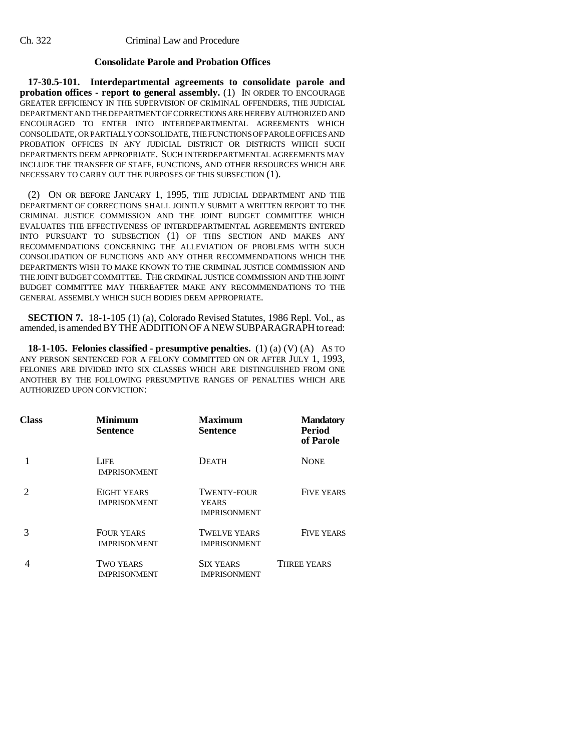**Consolidate Parole and Probation Offices**

**17-30.5-101. Interdepartmental agreements to consolidate parole and probation offices - report to general assembly.** (1) IN ORDER TO ENCOURAGE GREATER EFFICIENCY IN THE SUPERVISION OF CRIMINAL OFFENDERS, THE JUDICIAL DEPARTMENT AND THE DEPARTMENT OF CORRECTIONS ARE HEREBY AUTHORIZED AND ENCOURAGED TO ENTER INTO INTERDEPARTMENTAL AGREEMENTS WHICH CONSOLIDATE, OR PARTIALLY CONSOLIDATE, THE FUNCTIONS OF PAROLE OFFICES AND PROBATION OFFICES IN ANY JUDICIAL DISTRICT OR DISTRICTS WHICH SUCH DEPARTMENTS DEEM APPROPRIATE. SUCH INTERDEPARTMENTAL AGREEMENTS MAY INCLUDE THE TRANSFER OF STAFF, FUNCTIONS, AND OTHER RESOURCES WHICH ARE NECESSARY TO CARRY OUT THE PURPOSES OF THIS SUBSECTION (1).

(2) ON OR BEFORE JANUARY 1, 1995, THE JUDICIAL DEPARTMENT AND THE DEPARTMENT OF CORRECTIONS SHALL JOINTLY SUBMIT A WRITTEN REPORT TO THE CRIMINAL JUSTICE COMMISSION AND THE JOINT BUDGET COMMITTEE WHICH EVALUATES THE EFFECTIVENESS OF INTERDEPARTMENTAL AGREEMENTS ENTERED INTO PURSUANT TO SUBSECTION (1) OF THIS SECTION AND MAKES ANY RECOMMENDATIONS CONCERNING THE ALLEVIATION OF PROBLEMS WITH SUCH CONSOLIDATION OF FUNCTIONS AND ANY OTHER RECOMMENDATIONS WHICH THE DEPARTMENTS WISH TO MAKE KNOWN TO THE CRIMINAL JUSTICE COMMISSION AND THE JOINT BUDGET COMMITTEE. THE CRIMINAL JUSTICE COMMISSION AND THE JOINT BUDGET COMMITTEE MAY THEREAFTER MAKE ANY RECOMMENDATIONS TO THE GENERAL ASSEMBLY WHICH SUCH BODIES DEEM APPROPRIATE.

**SECTION 7.** 18-1-105 (1) (a), Colorado Revised Statutes, 1986 Repl. Vol., as amended, is amended BY THE ADDITION OF A NEW SUBPARAGRAPH to read:

**18-1-105. Felonies classified - presumptive penalties.** (1) (a) (V) (A) AS TO ANY PERSON SENTENCED FOR A FELONY COMMITTED ON OR AFTER JULY 1, 1993, FELONIES ARE DIVIDED INTO SIX CLASSES WHICH ARE DISTINGUISHED FROM ONE ANOTHER BY THE FOLLOWING PRESUMPTIVE RANGES OF PENALTIES WHICH ARE AUTHORIZED UPON CONVICTION:

| Class | Minimum Sentence | Maximum Sentence | Mandatory Period of Parole |
|---|---|---|---|
| 1 | LIFE IMPRISONMENT | DEATH | NONE |
| 2 | EIGHT YEARS IMPRISONMENT | TWENTY-FOUR YEARS IMPRISONMENT | FIVE YEARS |
| 3 | FOUR YEARS IMPRISONMENT | TWELVE YEARS IMPRISONMENT | FIVE YEARS |
| 4 | TWO YEARS IMPRISONMENT | SIX YEARS IMPRISONMENT | THREE YEARS |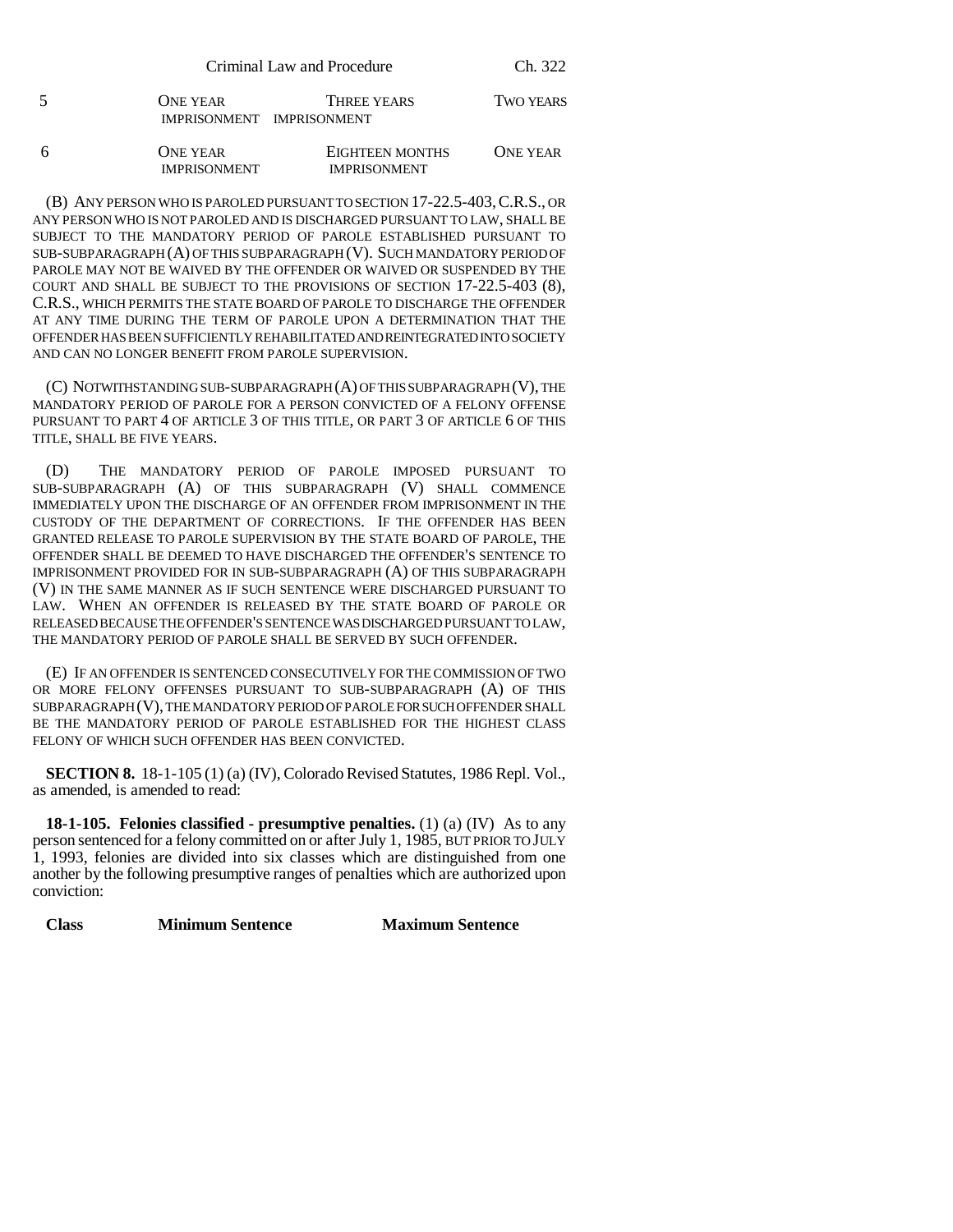| 5 | ONE YEAR IMPRISONMENT | THREE YEARS IMPRISONMENT | TWO YEARS |
|---|---|---|---|
| 6 | ONE YEAR IMPRISONMENT | EIGHTEEN MONTHS IMPRISONMENT | ONE YEAR |

(B) ANY PERSON WHO IS PAROLED PURSUANT TO SECTION 17-22.5-403, C.R.S., OR ANY PERSON WHO IS NOT PAROLED AND IS DISCHARGED PURSUANT TO LAW, SHALL BE SUBJECT TO THE MANDATORY PERIOD OF PAROLE ESTABLISHED PURSUANT TO SUB-SUBPARAGRAPH (A) OF THIS SUBPARAGRAPH (V). SUCH MANDATORY PERIOD OF PAROLE MAY NOT BE WAIVED BY THE OFFENDER OR WAIVED OR SUSPENDED BY THE COURT AND SHALL BE SUBJECT TO THE PROVISIONS OF SECTION 17-22.5-403 (8), C.R.S., WHICH PERMITS THE STATE BOARD OF PAROLE TO DISCHARGE THE OFFENDER AT ANY TIME DURING THE TERM OF PAROLE UPON A DETERMINATION THAT THE OFFENDER HAS BEEN SUFFICIENTLY REHABILITATED AND REINTEGRATED INTO SOCIETY AND CAN NO LONGER BENEFIT FROM PAROLE SUPERVISION.

(C) NOTWITHSTANDING SUB-SUBPARAGRAPH (A) OF THIS SUBPARAGRAPH (V), THE MANDATORY PERIOD OF PAROLE FOR A PERSON CONVICTED OF A FELONY OFFENSE PURSUANT TO PART 4 OF ARTICLE 3 OF THIS TITLE, OR PART 3 OF ARTICLE 6 OF THIS TITLE, SHALL BE FIVE YEARS.

(D) THE MANDATORY PERIOD OF PAROLE IMPOSED PURSUANT TO SUB-SUBPARAGRAPH (A) OF THIS SUBPARAGRAPH (V) SHALL COMMENCE IMMEDIATELY UPON THE DISCHARGE OF AN OFFENDER FROM IMPRISONMENT IN THE CUSTODY OF THE DEPARTMENT OF CORRECTIONS. IF THE OFFENDER HAS BEEN GRANTED RELEASE TO PAROLE SUPERVISION BY THE STATE BOARD OF PAROLE, THE OFFENDER SHALL BE DEEMED TO HAVE DISCHARGED THE OFFENDER'S SENTENCE TO IMPRISONMENT PROVIDED FOR IN SUB-SUBPARAGRAPH (A) OF THIS SUBPARAGRAPH (V) IN THE SAME MANNER AS IF SUCH SENTENCE WERE DISCHARGED PURSUANT TO LAW. WHEN AN OFFENDER IS RELEASED BY THE STATE BOARD OF PAROLE OR RELEASED BECAUSE THE OFFENDER'S SENTENCE WAS DISCHARGED PURSUANT TO LAW, THE MANDATORY PERIOD OF PAROLE SHALL BE SERVED BY SUCH OFFENDER.

(E) IF AN OFFENDER IS SENTENCED CONSECUTIVELY FOR THE COMMISSION OF TWO OR MORE FELONY OFFENSES PURSUANT TO SUB-SUBPARAGRAPH (A) OF THIS SUBPARAGRAPH (V), THE MANDATORY PERIOD OF PAROLE FOR SUCH OFFENDER SHALL BE THE MANDATORY PERIOD OF PAROLE ESTABLISHED FOR THE HIGHEST CLASS FELONY OF WHICH SUCH OFFENDER HAS BEEN CONVICTED.

**SECTION 8.** 18-1-105 (1) (a) (IV), Colorado Revised Statutes, 1986 Repl. Vol., as amended, is amended to read:

**18-1-105. Felonies classified - presumptive penalties.** (1) (a) (IV) As to any person sentenced for a felony committed on or after July 1, 1985, BUT PRIOR TO JULY 1, 1993, felonies are divided into six classes which are distinguished from one another by the following presumptive ranges of penalties which are authorized upon conviction:

| **Class** | **Minimum Sentence** | **Maximum Sentence** |
|---|---|---|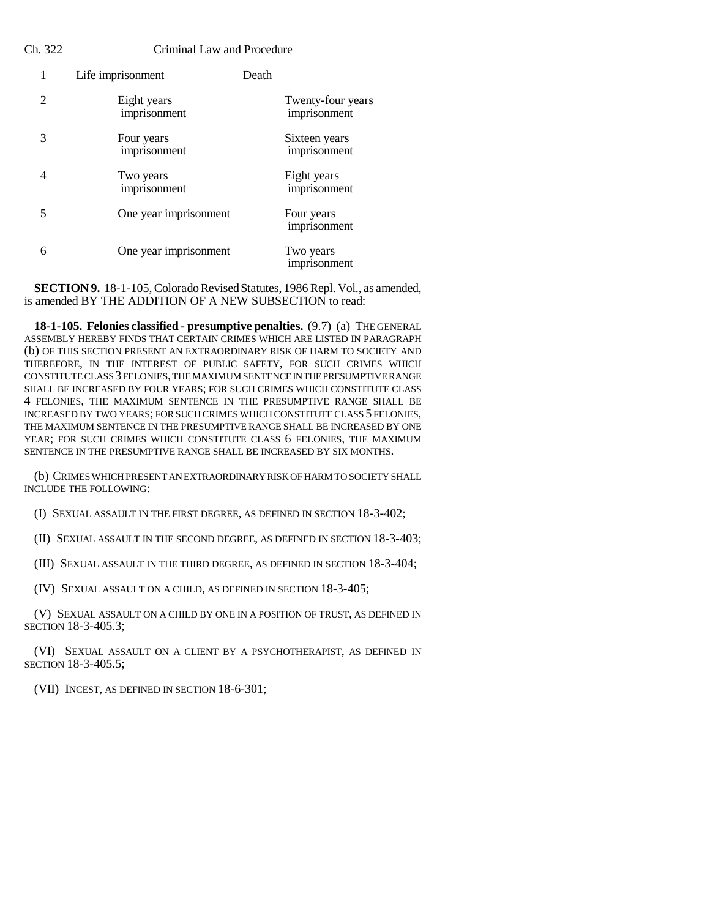| | | |
|---|---|---|
| 1 | Life imprisonment | Death |
| 2 | Eight years imprisonment | Twenty-four years imprisonment |
| 3 | Four years imprisonment | Sixteen years imprisonment |
| 4 | Two years imprisonment | Eight years imprisonment |
| 5 | One year imprisonment | Four years imprisonment |
| 6 | One year imprisonment | Two years imprisonment |

**SECTION 9.** 18-1-105, Colorado Revised Statutes, 1986 Repl. Vol., as amended, is amended BY THE ADDITION OF A NEW SUBSECTION to read:

**18-1-105. Felonies classified - presumptive penalties.** (9.7) (a) THE GENERAL ASSEMBLY HEREBY FINDS THAT CERTAIN CRIMES WHICH ARE LISTED IN PARAGRAPH (b) OF THIS SECTION PRESENT AN EXTRAORDINARY RISK OF HARM TO SOCIETY AND THEREFORE, IN THE INTEREST OF PUBLIC SAFETY, FOR SUCH CRIMES WHICH CONSTITUTE CLASS 3 FELONIES, THE MAXIMUM SENTENCE IN THE PRESUMPTIVE RANGE SHALL BE INCREASED BY FOUR YEARS; FOR SUCH CRIMES WHICH CONSTITUTE CLASS 4 FELONIES, THE MAXIMUM SENTENCE IN THE PRESUMPTIVE RANGE SHALL BE INCREASED BY TWO YEARS; FOR SUCH CRIMES WHICH CONSTITUTE CLASS 5 FELONIES, THE MAXIMUM SENTENCE IN THE PRESUMPTIVE RANGE SHALL BE INCREASED BY ONE YEAR; FOR SUCH CRIMES WHICH CONSTITUTE CLASS 6 FELONIES, THE MAXIMUM SENTENCE IN THE PRESUMPTIVE RANGE SHALL BE INCREASED BY SIX MONTHS.

(b) CRIMES WHICH PRESENT AN EXTRAORDINARY RISK OF HARM TO SOCIETY SHALL INCLUDE THE FOLLOWING:

(I) SEXUAL ASSAULT IN THE FIRST DEGREE, AS DEFINED IN SECTION 18-3-402;

(II) SEXUAL ASSAULT IN THE SECOND DEGREE, AS DEFINED IN SECTION 18-3-403;

(III) SEXUAL ASSAULT IN THE THIRD DEGREE, AS DEFINED IN SECTION 18-3-404;

(IV) SEXUAL ASSAULT ON A CHILD, AS DEFINED IN SECTION 18-3-405;

(V) SEXUAL ASSAULT ON A CHILD BY ONE IN A POSITION OF TRUST, AS DEFINED IN SECTION 18-3-405.3;

(VI) SEXUAL ASSAULT ON A CLIENT BY A PSYCHOTHERAPIST, AS DEFINED IN SECTION 18-3-405.5;

(VII) INCEST, AS DEFINED IN SECTION 18-6-301;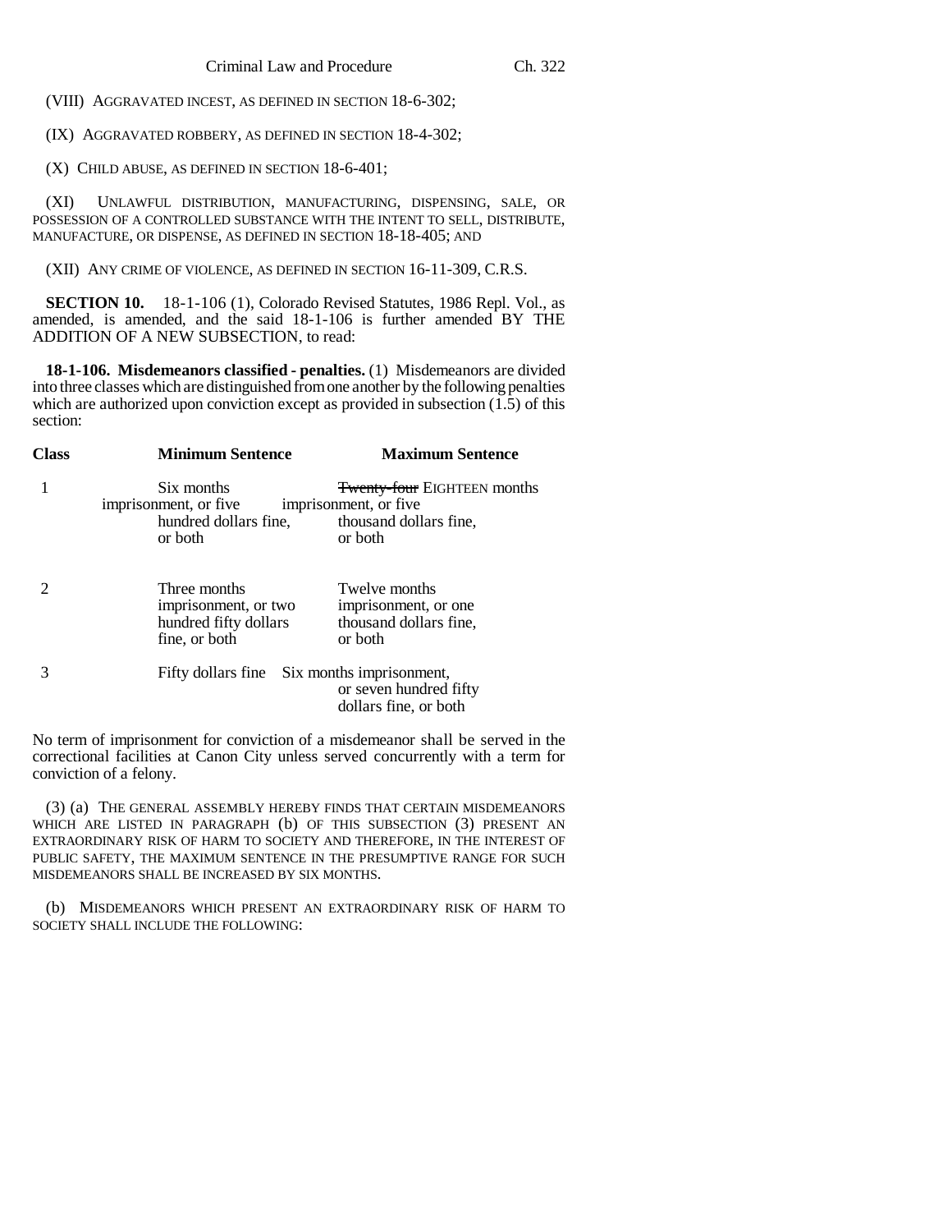(VIII) AGGRAVATED INCEST, AS DEFINED IN SECTION 18-6-302;

(IX) AGGRAVATED ROBBERY, AS DEFINED IN SECTION 18-4-302;

(X) CHILD ABUSE, AS DEFINED IN SECTION 18-6-401;

(XI) UNLAWFUL DISTRIBUTION, MANUFACTURING, DISPENSING, SALE, OR POSSESSION OF A CONTROLLED SUBSTANCE WITH THE INTENT TO SELL, DISTRIBUTE, MANUFACTURE, OR DISPENSE, AS DEFINED IN SECTION 18-18-405; AND

(XII) ANY CRIME OF VIOLENCE, AS DEFINED IN SECTION 16-11-309, C.R.S.

**SECTION 10.** 18-1-106 (1), Colorado Revised Statutes, 1986 Repl. Vol., as amended, is amended, and the said 18-1-106 is further amended BY THE ADDITION OF A NEW SUBSECTION, to read:

**18-1-106. Misdemeanors classified - penalties.** (1) Misdemeanors are divided into three classes which are distinguished from one another by the following penalties which are authorized upon conviction except as provided in subsection (1.5) of this section:

| Class | Minimum Sentence | Maximum Sentence |
|---|---|---|
| 1 | Six months imprisonment, or five hundred dollars fine, or both | ~~Twenty-four~~ EIGHTEEN months imprisonment, or five thousand dollars fine, or both |
| 2 | Three months imprisonment, or two hundred fifty dollars fine, or both | Twelve months imprisonment, or one thousand dollars fine, or both |
| 3 | Fifty dollars fine | Six months imprisonment, or seven hundred fifty dollars fine, or both |

No term of imprisonment for conviction of a misdemeanor shall be served in the correctional facilities at Canon City unless served concurrently with a term for conviction of a felony.

(3) (a) THE GENERAL ASSEMBLY HEREBY FINDS THAT CERTAIN MISDEMEANORS WHICH ARE LISTED IN PARAGRAPH (b) OF THIS SUBSECTION (3) PRESENT AN EXTRAORDINARY RISK OF HARM TO SOCIETY AND THEREFORE, IN THE INTEREST OF PUBLIC SAFETY, THE MAXIMUM SENTENCE IN THE PRESUMPTIVE RANGE FOR SUCH MISDEMEANORS SHALL BE INCREASED BY SIX MONTHS.

(b) MISDEMEANORS WHICH PRESENT AN EXTRAORDINARY RISK OF HARM TO SOCIETY SHALL INCLUDE THE FOLLOWING: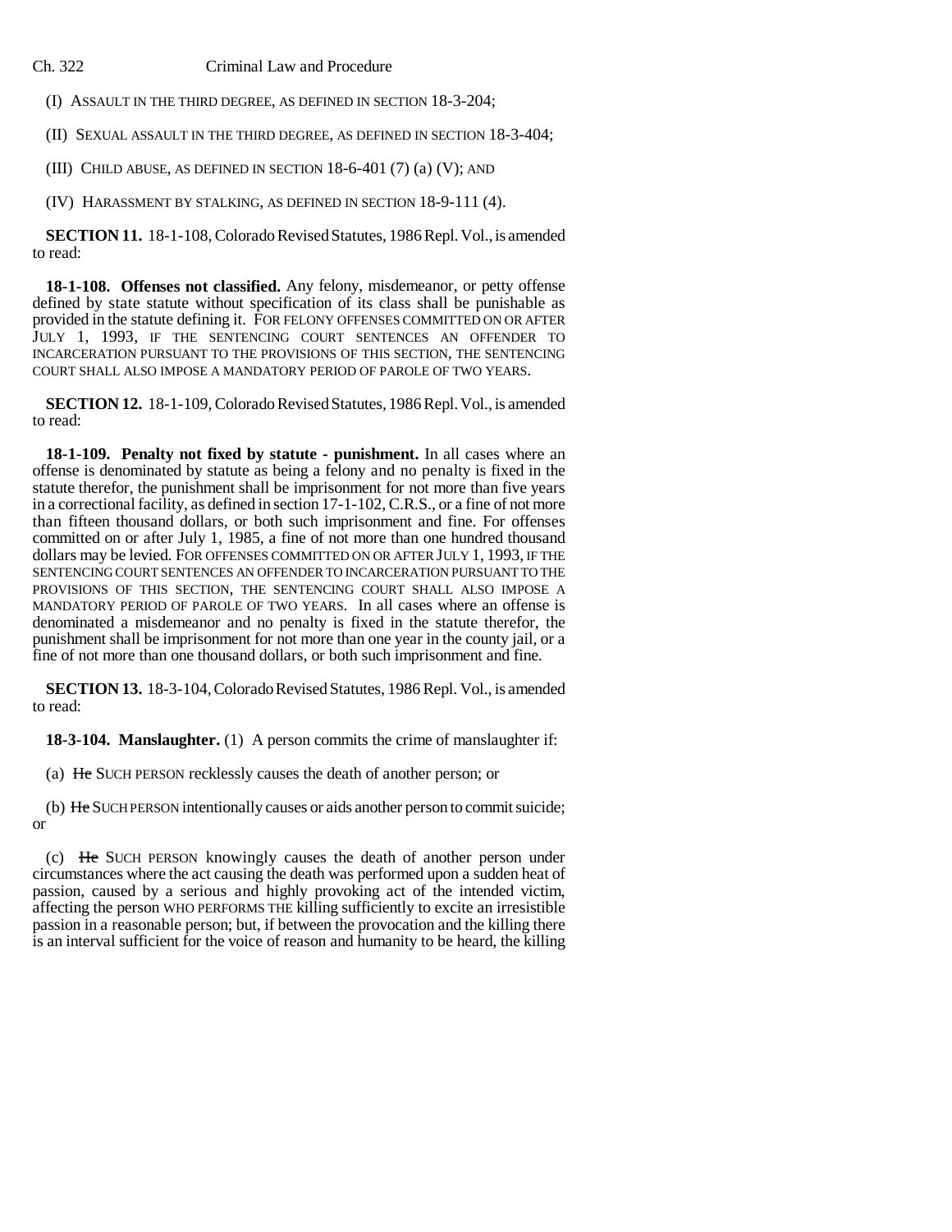(I) ASSAULT IN THE THIRD DEGREE, AS DEFINED IN SECTION 18-3-204;

(II) SEXUAL ASSAULT IN THE THIRD DEGREE, AS DEFINED IN SECTION 18-3-404;

(III) CHILD ABUSE, AS DEFINED IN SECTION 18-6-401 (7) (a) (V); AND

(IV) HARASSMENT BY STALKING, AS DEFINED IN SECTION 18-9-111 (4).

**SECTION 11.** 18-1-108, Colorado Revised Statutes, 1986 Repl. Vol., is amended to read:

**18-1-108. Offenses not classified.** Any felony, misdemeanor, or petty offense defined by state statute without specification of its class shall be punishable as provided in the statute defining it. FOR FELONY OFFENSES COMMITTED ON OR AFTER JULY 1, 1993, IF THE SENTENCING COURT SENTENCES AN OFFENDER TO INCARCERATION PURSUANT TO THE PROVISIONS OF THIS SECTION, THE SENTENCING COURT SHALL ALSO IMPOSE A MANDATORY PERIOD OF PAROLE OF TWO YEARS.

**SECTION 12.** 18-1-109, Colorado Revised Statutes, 1986 Repl. Vol., is amended to read:

**18-1-109. Penalty not fixed by statute - punishment.** In all cases where an offense is denominated by statute as being a felony and no penalty is fixed in the statute therefor, the punishment shall be imprisonment for not more than five years in a correctional facility, as defined in section 17-1-102, C.R.S., or a fine of not more than fifteen thousand dollars, or both such imprisonment and fine. For offenses committed on or after July 1, 1985, a fine of not more than one hundred thousand dollars may be levied. FOR OFFENSES COMMITTED ON OR AFTER JULY 1, 1993, IF THE SENTENCING COURT SENTENCES AN OFFENDER TO INCARCERATION PURSUANT TO THE PROVISIONS OF THIS SECTION, THE SENTENCING COURT SHALL ALSO IMPOSE A MANDATORY PERIOD OF PAROLE OF TWO YEARS. In all cases where an offense is denominated a misdemeanor and no penalty is fixed in the statute therefor, the punishment shall be imprisonment for not more than one year in the county jail, or a fine of not more than one thousand dollars, or both such imprisonment and fine.

**SECTION 13.** 18-3-104, Colorado Revised Statutes, 1986 Repl. Vol., is amended to read:

**18-3-104. Manslaughter.** (1) A person commits the crime of manslaughter if:

(a) ~~He~~ SUCH PERSON recklessly causes the death of another person; or

(b) ~~He~~ SUCH PERSON intentionally causes or aids another person to commit suicide; or

(c) ~~He~~ SUCH PERSON knowingly causes the death of another person under circumstances where the act causing the death was performed upon a sudden heat of passion, caused by a serious and highly provoking act of the intended victim, affecting the person WHO PERFORMS THE killing sufficiently to excite an irresistible passion in a reasonable person; but, if between the provocation and the killing there is an interval sufficient for the voice of reason and humanity to be heard, the killing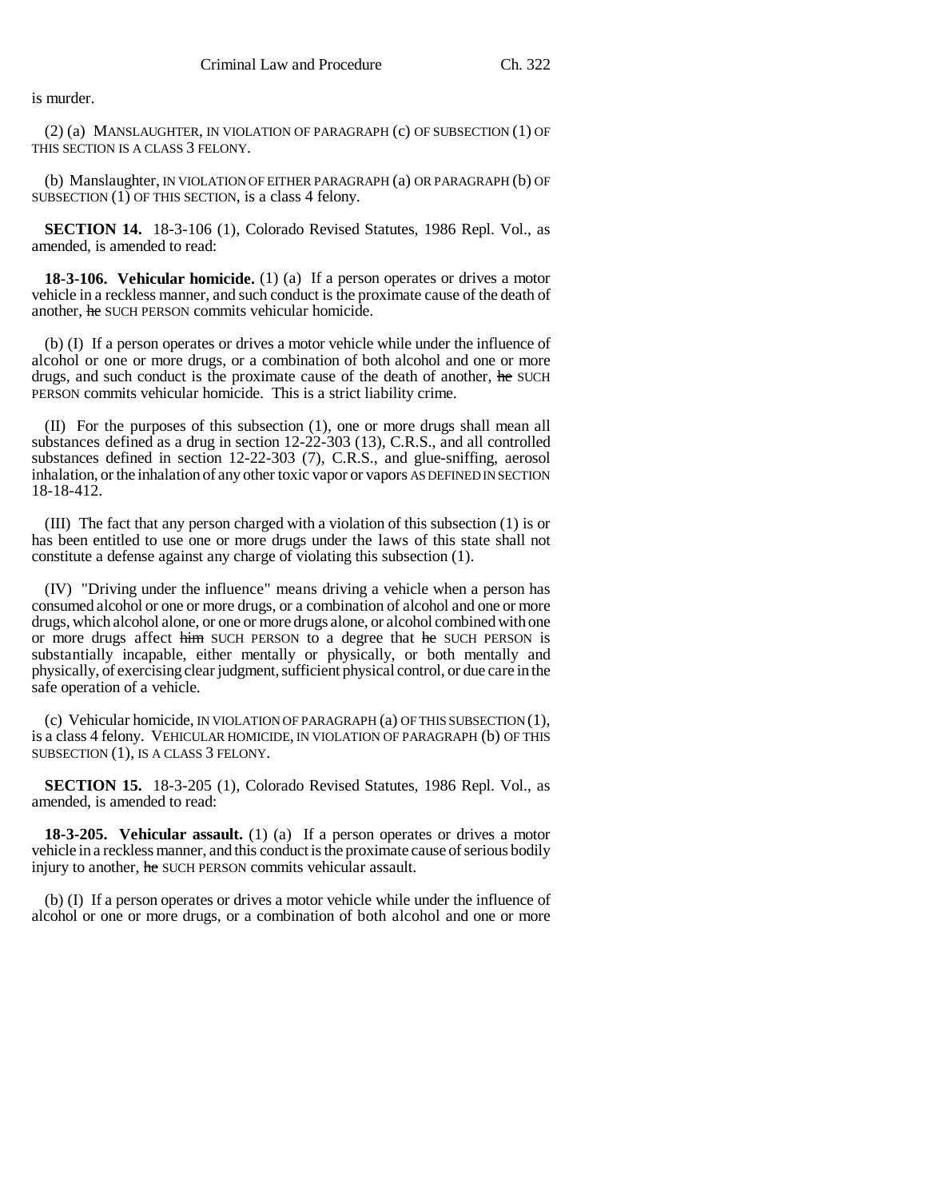is murder.

(2) (a) MANSLAUGHTER, IN VIOLATION OF PARAGRAPH (c) OF SUBSECTION (1) OF THIS SECTION IS A CLASS 3 FELONY.

(b) Manslaughter, IN VIOLATION OF EITHER PARAGRAPH (a) OR PARAGRAPH (b) OF SUBSECTION (1) OF THIS SECTION, is a class 4 felony.

**SECTION 14.** 18-3-106 (1), Colorado Revised Statutes, 1986 Repl. Vol., as amended, is amended to read:

**18-3-106. Vehicular homicide.** (1) (a) If a person operates or drives a motor vehicle in a reckless manner, and such conduct is the proximate cause of the death of another, ~~he~~ SUCH PERSON commits vehicular homicide.

(b) (I) If a person operates or drives a motor vehicle while under the influence of alcohol or one or more drugs, or a combination of both alcohol and one or more drugs, and such conduct is the proximate cause of the death of another, ~~he~~ SUCH PERSON commits vehicular homicide. This is a strict liability crime.

(II) For the purposes of this subsection (1), one or more drugs shall mean all substances defined as a drug in section 12-22-303 (13), C.R.S., and all controlled substances defined in section 12-22-303 (7), C.R.S., and glue-sniffing, aerosol inhalation, or the inhalation of any other toxic vapor or vapors AS DEFINED IN SECTION 18-18-412.

(III) The fact that any person charged with a violation of this subsection (1) is or has been entitled to use one or more drugs under the laws of this state shall not constitute a defense against any charge of violating this subsection (1).

(IV) "Driving under the influence" means driving a vehicle when a person has consumed alcohol or one or more drugs, or a combination of alcohol and one or more drugs, which alcohol alone, or one or more drugs alone, or alcohol combined with one or more drugs affect ~~him~~ SUCH PERSON to a degree that ~~he~~ SUCH PERSON is substantially incapable, either mentally or physically, or both mentally and physically, of exercising clear judgment, sufficient physical control, or due care in the safe operation of a vehicle.

(c) Vehicular homicide, IN VIOLATION OF PARAGRAPH (a) OF THIS SUBSECTION (1), is a class 4 felony. VEHICULAR HOMICIDE, IN VIOLATION OF PARAGRAPH (b) OF THIS SUBSECTION (1), IS A CLASS 3 FELONY.

**SECTION 15.** 18-3-205 (1), Colorado Revised Statutes, 1986 Repl. Vol., as amended, is amended to read:

**18-3-205. Vehicular assault.** (1) (a) If a person operates or drives a motor vehicle in a reckless manner, and this conduct is the proximate cause of serious bodily injury to another, ~~he~~ SUCH PERSON commits vehicular assault.

(b) (I) If a person operates or drives a motor vehicle while under the influence of alcohol or one or more drugs, or a combination of both alcohol and one or more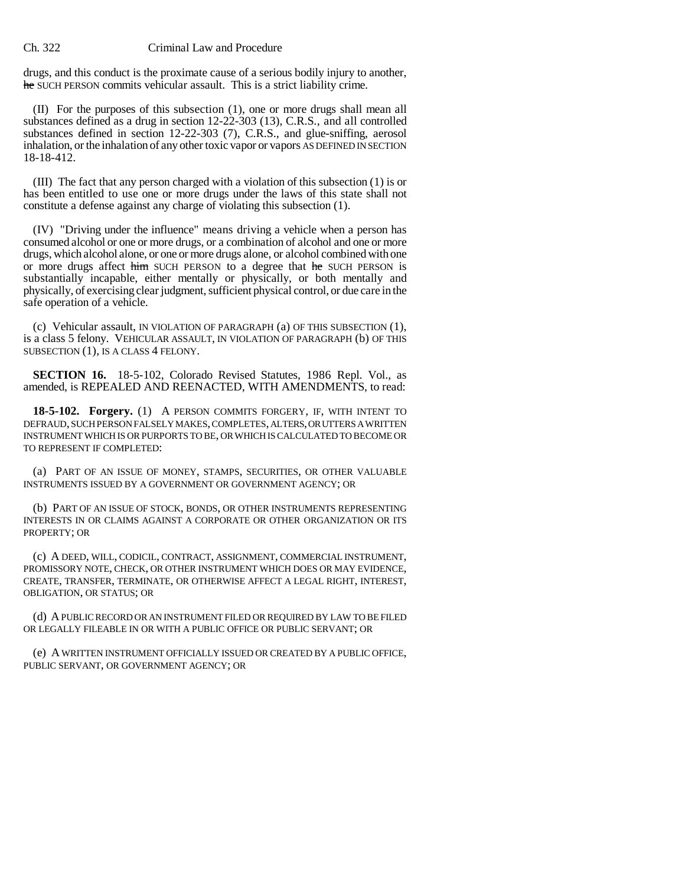drugs, and this conduct is the proximate cause of a serious bodily injury to another, ~~he~~ SUCH PERSON commits vehicular assault. This is a strict liability crime.

(II) For the purposes of this subsection (1), one or more drugs shall mean all substances defined as a drug in section 12-22-303 (13), C.R.S., and all controlled substances defined in section 12-22-303 (7), C.R.S., and glue-sniffing, aerosol inhalation, or the inhalation of any other toxic vapor or vapors AS DEFINED IN SECTION 18-18-412.

(III) The fact that any person charged with a violation of this subsection (1) is or has been entitled to use one or more drugs under the laws of this state shall not constitute a defense against any charge of violating this subsection (1).

(IV) "Driving under the influence" means driving a vehicle when a person has consumed alcohol or one or more drugs, or a combination of alcohol and one or more drugs, which alcohol alone, or one or more drugs alone, or alcohol combined with one or more drugs affect ~~him~~ SUCH PERSON to a degree that ~~he~~ SUCH PERSON is substantially incapable, either mentally or physically, or both mentally and physically, of exercising clear judgment, sufficient physical control, or due care in the safe operation of a vehicle.

(c) Vehicular assault, IN VIOLATION OF PARAGRAPH (a) OF THIS SUBSECTION (1), is a class 5 felony. VEHICULAR ASSAULT, IN VIOLATION OF PARAGRAPH (b) OF THIS SUBSECTION (1), IS A CLASS 4 FELONY.

**SECTION 16.** 18-5-102, Colorado Revised Statutes, 1986 Repl. Vol., as amended, is REPEALED AND REENACTED, WITH AMENDMENTS, to read:

**18-5-102. Forgery.** (1) A PERSON COMMITS FORGERY, IF, WITH INTENT TO DEFRAUD, SUCH PERSON FALSELY MAKES, COMPLETES, ALTERS, OR UTTERS A WRITTEN INSTRUMENT WHICH IS OR PURPORTS TO BE, OR WHICH IS CALCULATED TO BECOME OR TO REPRESENT IF COMPLETED:

(a) PART OF AN ISSUE OF MONEY, STAMPS, SECURITIES, OR OTHER VALUABLE INSTRUMENTS ISSUED BY A GOVERNMENT OR GOVERNMENT AGENCY; OR

(b) PART OF AN ISSUE OF STOCK, BONDS, OR OTHER INSTRUMENTS REPRESENTING INTERESTS IN OR CLAIMS AGAINST A CORPORATE OR OTHER ORGANIZATION OR ITS PROPERTY; OR

(c) A DEED, WILL, CODICIL, CONTRACT, ASSIGNMENT, COMMERCIAL INSTRUMENT, PROMISSORY NOTE, CHECK, OR OTHER INSTRUMENT WHICH DOES OR MAY EVIDENCE, CREATE, TRANSFER, TERMINATE, OR OTHERWISE AFFECT A LEGAL RIGHT, INTEREST, OBLIGATION, OR STATUS; OR

(d) A PUBLIC RECORD OR AN INSTRUMENT FILED OR REQUIRED BY LAW TO BE FILED OR LEGALLY FILEABLE IN OR WITH A PUBLIC OFFICE OR PUBLIC SERVANT; OR

(e) A WRITTEN INSTRUMENT OFFICIALLY ISSUED OR CREATED BY A PUBLIC OFFICE, PUBLIC SERVANT, OR GOVERNMENT AGENCY; OR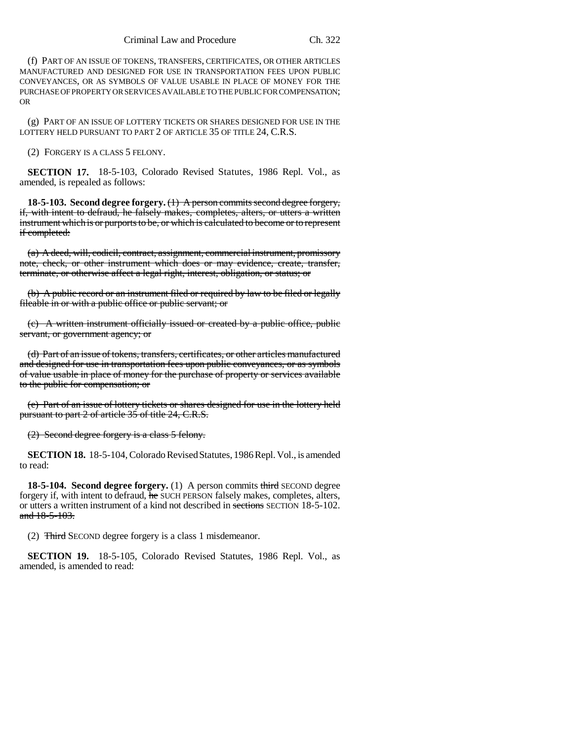(f) PART OF AN ISSUE OF TOKENS, TRANSFERS, CERTIFICATES, OR OTHER ARTICLES MANUFACTURED AND DESIGNED FOR USE IN TRANSPORTATION FEES UPON PUBLIC CONVEYANCES, OR AS SYMBOLS OF VALUE USABLE IN PLACE OF MONEY FOR THE PURCHASE OF PROPERTY OR SERVICES AVAILABLE TO THE PUBLIC FOR COMPENSATION; OR

(g) PART OF AN ISSUE OF LOTTERY TICKETS OR SHARES DESIGNED FOR USE IN THE LOTTERY HELD PURSUANT TO PART 2 OF ARTICLE 35 OF TITLE 24, C.R.S.

(2) FORGERY IS A CLASS 5 FELONY.

**SECTION 17.** 18-5-103, Colorado Revised Statutes, 1986 Repl. Vol., as amended, is repealed as follows:

**18-5-103. Second degree forgery.** ~~(1) A person commits second degree forgery, if, with intent to defraud, he falsely makes, completes, alters, or utters a written instrument which is or purports to be, or which is calculated to become or to represent if completed:~~

~~(a) A deed, will, codicil, contract, assignment, commercial instrument, promissory note, check, or other instrument which does or may evidence, create, transfer, terminate, or otherwise affect a legal right, interest, obligation, or status; or~~

~~(b) A public record or an instrument filed or required by law to be filed or legally fileable in or with a public office or public servant; or~~

~~(c) A written instrument officially issued or created by a public office, public servant, or government agency; or~~

~~(d) Part of an issue of tokens, transfers, certificates, or other articles manufactured and designed for use in transportation fees upon public conveyances, or as symbols of value usable in place of money for the purchase of property or services available to the public for compensation; or~~

~~(e) Part of an issue of lottery tickets or shares designed for use in the lottery held pursuant to part 2 of article 35 of title 24, C.R.S.~~

~~(2) Second degree forgery is a class 5 felony.~~

**SECTION 18.** 18-5-104, Colorado Revised Statutes, 1986 Repl. Vol., is amended to read:

**18-5-104. Second degree forgery.** (1) A person commits ~~third~~ SECOND degree forgery if, with intent to defraud, ~~he~~ SUCH PERSON falsely makes, completes, alters, or utters a written instrument of a kind not described in ~~sections~~ SECTION 18-5-102. ~~and 18-5-103.~~

(2) ~~Third~~ SECOND degree forgery is a class 1 misdemeanor.

**SECTION 19.** 18-5-105, Colorado Revised Statutes, 1986 Repl. Vol., as amended, is amended to read: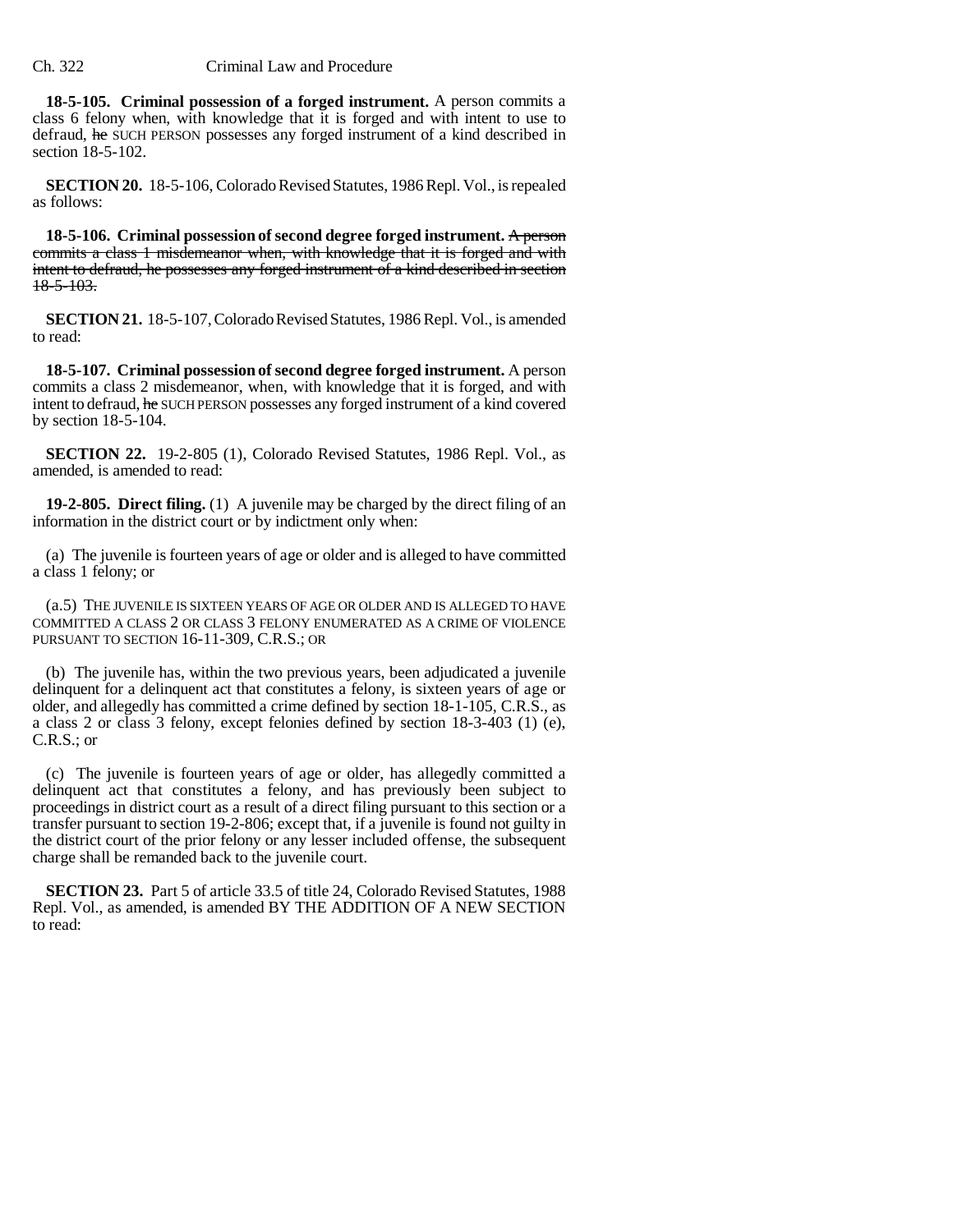**18-5-105. Criminal possession of a forged instrument.** A person commits a class 6 felony when, with knowledge that it is forged and with intent to use to defraud, ~~he~~ SUCH PERSON possesses any forged instrument of a kind described in section 18-5-102.

**SECTION 20.** 18-5-106, Colorado Revised Statutes, 1986 Repl. Vol., is repealed as follows:

**18-5-106. Criminal possession of second degree forged instrument.** ~~A person commits a class 1 misdemeanor when, with knowledge that it is forged and with intent to defraud, he possesses any forged instrument of a kind described in section 18-5-103.~~

**SECTION 21.** 18-5-107, Colorado Revised Statutes, 1986 Repl. Vol., is amended to read:

**18-5-107. Criminal possession of second degree forged instrument.** A person commits a class 2 misdemeanor, when, with knowledge that it is forged, and with intent to defraud, ~~he~~ SUCH PERSON possesses any forged instrument of a kind covered by section 18-5-104.

**SECTION 22.** 19-2-805 (1), Colorado Revised Statutes, 1986 Repl. Vol., as amended, is amended to read:

**19-2-805. Direct filing.** (1) A juvenile may be charged by the direct filing of an information in the district court or by indictment only when:

(a) The juvenile is fourteen years of age or older and is alleged to have committed a class 1 felony; or

(a.5) THE JUVENILE IS SIXTEEN YEARS OF AGE OR OLDER AND IS ALLEGED TO HAVE COMMITTED A CLASS 2 OR CLASS 3 FELONY ENUMERATED AS A CRIME OF VIOLENCE PURSUANT TO SECTION 16-11-309, C.R.S.; OR

(b) The juvenile has, within the two previous years, been adjudicated a juvenile delinquent for a delinquent act that constitutes a felony, is sixteen years of age or older, and allegedly has committed a crime defined by section 18-1-105, C.R.S., as a class 2 or class 3 felony, except felonies defined by section 18-3-403 (1) (e), C.R.S.; or

(c) The juvenile is fourteen years of age or older, has allegedly committed a delinquent act that constitutes a felony, and has previously been subject to proceedings in district court as a result of a direct filing pursuant to this section or a transfer pursuant to section 19-2-806; except that, if a juvenile is found not guilty in the district court of the prior felony or any lesser included offense, the subsequent charge shall be remanded back to the juvenile court.

**SECTION 23.** Part 5 of article 33.5 of title 24, Colorado Revised Statutes, 1988 Repl. Vol., as amended, is amended BY THE ADDITION OF A NEW SECTION to read: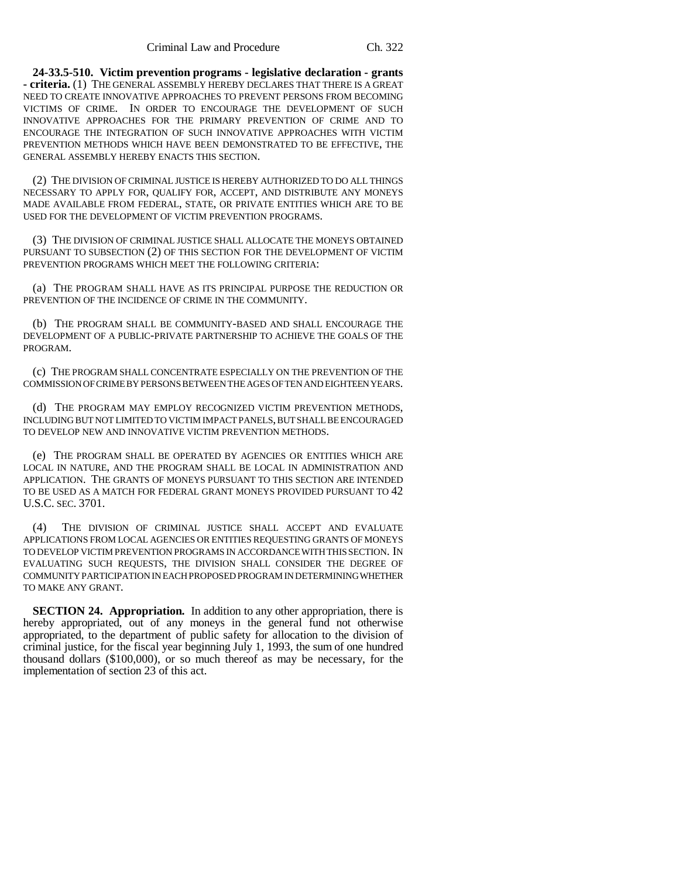**24-33.5-510. Victim prevention programs - legislative declaration - grants - criteria.** (1) THE GENERAL ASSEMBLY HEREBY DECLARES THAT THERE IS A GREAT NEED TO CREATE INNOVATIVE APPROACHES TO PREVENT PERSONS FROM BECOMING VICTIMS OF CRIME. IN ORDER TO ENCOURAGE THE DEVELOPMENT OF SUCH INNOVATIVE APPROACHES FOR THE PRIMARY PREVENTION OF CRIME AND TO ENCOURAGE THE INTEGRATION OF SUCH INNOVATIVE APPROACHES WITH VICTIM PREVENTION METHODS WHICH HAVE BEEN DEMONSTRATED TO BE EFFECTIVE, THE GENERAL ASSEMBLY HEREBY ENACTS THIS SECTION.

(2) THE DIVISION OF CRIMINAL JUSTICE IS HEREBY AUTHORIZED TO DO ALL THINGS NECESSARY TO APPLY FOR, QUALIFY FOR, ACCEPT, AND DISTRIBUTE ANY MONEYS MADE AVAILABLE FROM FEDERAL, STATE, OR PRIVATE ENTITIES WHICH ARE TO BE USED FOR THE DEVELOPMENT OF VICTIM PREVENTION PROGRAMS.

(3) THE DIVISION OF CRIMINAL JUSTICE SHALL ALLOCATE THE MONEYS OBTAINED PURSUANT TO SUBSECTION (2) OF THIS SECTION FOR THE DEVELOPMENT OF VICTIM PREVENTION PROGRAMS WHICH MEET THE FOLLOWING CRITERIA:

(a) THE PROGRAM SHALL HAVE AS ITS PRINCIPAL PURPOSE THE REDUCTION OR PREVENTION OF THE INCIDENCE OF CRIME IN THE COMMUNITY.

(b) THE PROGRAM SHALL BE COMMUNITY-BASED AND SHALL ENCOURAGE THE DEVELOPMENT OF A PUBLIC-PRIVATE PARTNERSHIP TO ACHIEVE THE GOALS OF THE PROGRAM.

(c) THE PROGRAM SHALL CONCENTRATE ESPECIALLY ON THE PREVENTION OF THE COMMISSION OF CRIME BY PERSONS BETWEEN THE AGES OF TEN AND EIGHTEEN YEARS.

(d) THE PROGRAM MAY EMPLOY RECOGNIZED VICTIM PREVENTION METHODS, INCLUDING BUT NOT LIMITED TO VICTIM IMPACT PANELS, BUT SHALL BE ENCOURAGED TO DEVELOP NEW AND INNOVATIVE VICTIM PREVENTION METHODS.

(e) THE PROGRAM SHALL BE OPERATED BY AGENCIES OR ENTITIES WHICH ARE LOCAL IN NATURE, AND THE PROGRAM SHALL BE LOCAL IN ADMINISTRATION AND APPLICATION. THE GRANTS OF MONEYS PURSUANT TO THIS SECTION ARE INTENDED TO BE USED AS A MATCH FOR FEDERAL GRANT MONEYS PROVIDED PURSUANT TO 42 U.S.C. SEC. 3701.

(4) THE DIVISION OF CRIMINAL JUSTICE SHALL ACCEPT AND EVALUATE APPLICATIONS FROM LOCAL AGENCIES OR ENTITIES REQUESTING GRANTS OF MONEYS TO DEVELOP VICTIM PREVENTION PROGRAMS IN ACCORDANCE WITH THIS SECTION. IN EVALUATING SUCH REQUESTS, THE DIVISION SHALL CONSIDER THE DEGREE OF COMMUNITY PARTICIPATION IN EACH PROPOSED PROGRAM IN DETERMINING WHETHER TO MAKE ANY GRANT.

**SECTION 24. Appropriation.** In addition to any other appropriation, there is hereby appropriated, out of any moneys in the general fund not otherwise appropriated, to the department of public safety for allocation to the division of criminal justice, for the fiscal year beginning July 1, 1993, the sum of one hundred thousand dollars ($100,000), or so much thereof as may be necessary, for the implementation of section 23 of this act.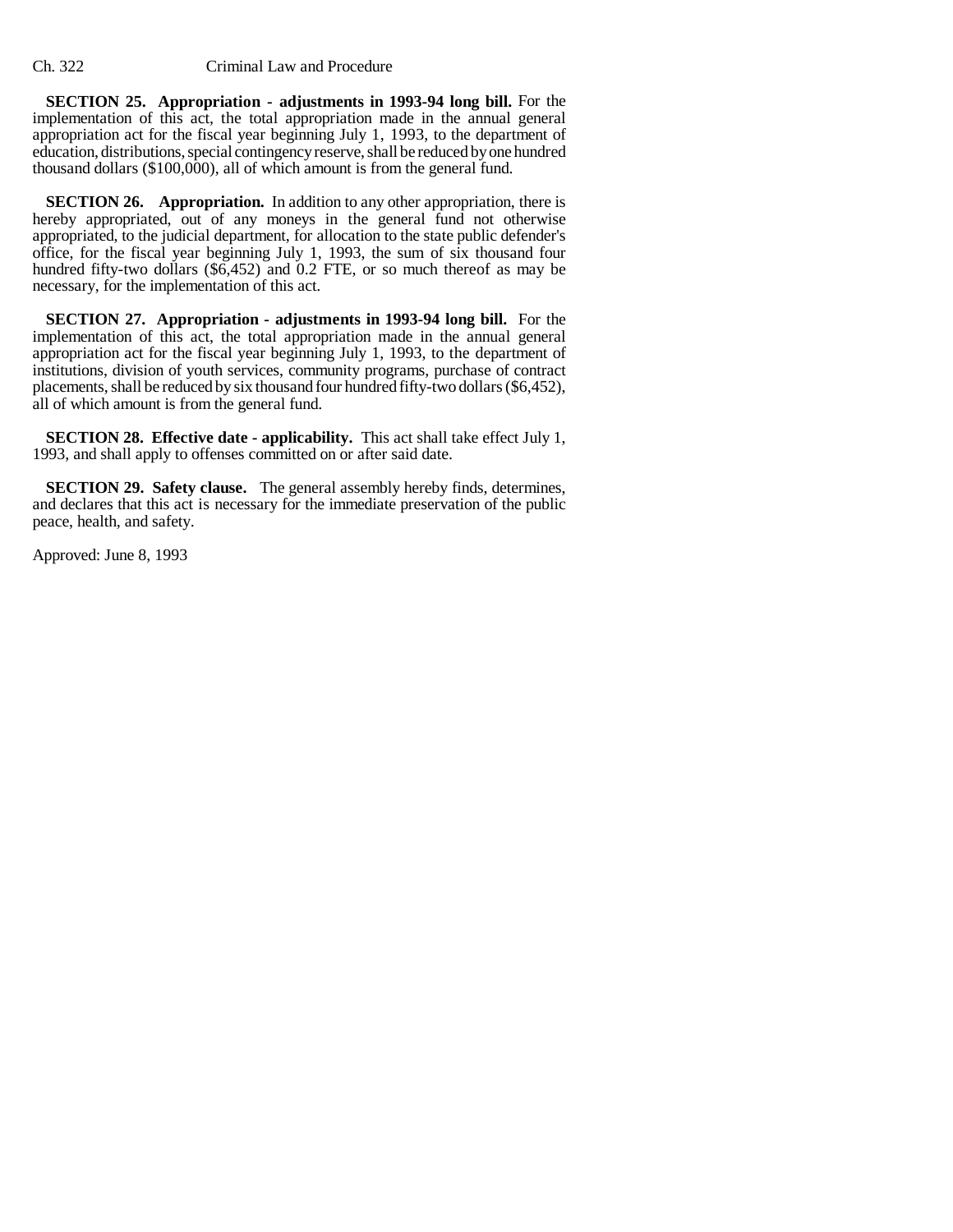**SECTION 25. Appropriation - adjustments in 1993-94 long bill.** For the implementation of this act, the total appropriation made in the annual general appropriation act for the fiscal year beginning July 1, 1993, to the department of education, distributions, special contingency reserve, shall be reduced by one hundred thousand dollars ($100,000), all of which amount is from the general fund.

**SECTION 26. Appropriation.** In addition to any other appropriation, there is hereby appropriated, out of any moneys in the general fund not otherwise appropriated, to the judicial department, for allocation to the state public defender's office, for the fiscal year beginning July 1, 1993, the sum of six thousand four hundred fifty-two dollars ($6,452) and 0.2 FTE, or so much thereof as may be necessary, for the implementation of this act.

**SECTION 27. Appropriation - adjustments in 1993-94 long bill.** For the implementation of this act, the total appropriation made in the annual general appropriation act for the fiscal year beginning July 1, 1993, to the department of institutions, division of youth services, community programs, purchase of contract placements, shall be reduced by six thousand four hundred fifty-two dollars ($6,452), all of which amount is from the general fund.

**SECTION 28. Effective date - applicability.** This act shall take effect July 1, 1993, and shall apply to offenses committed on or after said date.

**SECTION 29. Safety clause.** The general assembly hereby finds, determines, and declares that this act is necessary for the immediate preservation of the public peace, health, and safety.

Approved: June 8, 1993